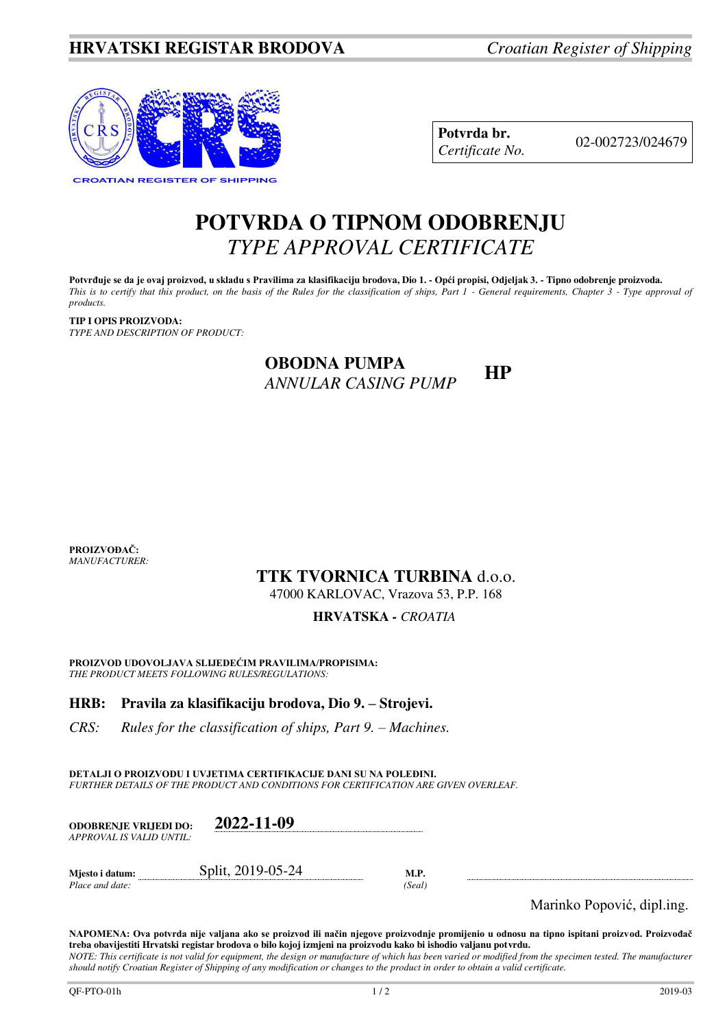**HRVATSKI REGISTAR BRODOVA** *Croatian Register of Shipping*

CROATIAN REGISTER OF SHIPPING

| **Potvrda br.** *Certificate No.* | 02-002723/024679 |
|---|---|

# POTVRDA O TIPNOM ODOBRENJU
## *TYPE APPROVAL CERTIFICATE*

**Potvrđuje se da je ovaj proizvod, u skladu s Pravilima za klasifikaciju brodova, Dio 1. - Opći propisi, Odjeljak 3. - Tipno odobrenje proizvoda.**
*This is to certify that this product, on the basis of the Rules for the classification of ships, Part 1 - General requirements, Chapter 3 - Type approval of products.*

**TIP I OPIS PROIZVODA:**
*TYPE AND DESCRIPTION OF PRODUCT:*

**OBODNA PUMPA**
*ANNULAR CASING PUMP* **HP**

**PROIZVOĐAČ:**
*MANUFACTURER:*

**TTK TVORNICA TURBINA** d.o.o.
47000 KARLOVAC, Vrazova 53, P.P. 168
**HRVATSKA -** *CROATIA*

**PROIZVOD UDOVOLJAVA SLIJEDEĆIM PRAVILIMA/PROPISIMA:**
*THE PRODUCT MEETS FOLLOWING RULES/REGULATIONS:*

**HRB: Pravila za klasifikaciju brodova, Dio 9. – Strojevi.**

*CRS: Rules for the classification of ships, Part 9. – Machines.*

**DETALJI O PROIZVODU I UVJETIMA CERTIFIKACIJE DANI SU NA POLEĐINI.**
*FURTHER DETAILS OF THE PRODUCT AND CONDITIONS FOR CERTIFICATION ARE GIVEN OVERLEAF.*

**ODOBRENJE VRIJEDI DO:** *APPROVAL IS VALID UNTIL:* **2022-11-09**

**Mjesto i datum:** *Place and date:* Split, 2019-05-24

**M.P.** *(Seal)*

Marinko Popović, dipl.ing.

**NAPOMENA: Ova potvrda nije valjana ako se proizvod ili način njegove proizvodnje promijenio u odnosu na tipno ispitani proizvod. Proizvođač treba obavijestiti Hrvatski registar brodova o bilo kojoj izmjeni na proizvodu kako bi ishodio valjanu potvrdu.**
*NOTE: This certificate is not valid for equipment, the design or manufacture of which has been varied or modified from the specimen tested. The manufacturer should notify Croatian Register of Shipping of any modification or changes to the product in order to obtain a valid certificate.*

QF-PTO-01h 2019-03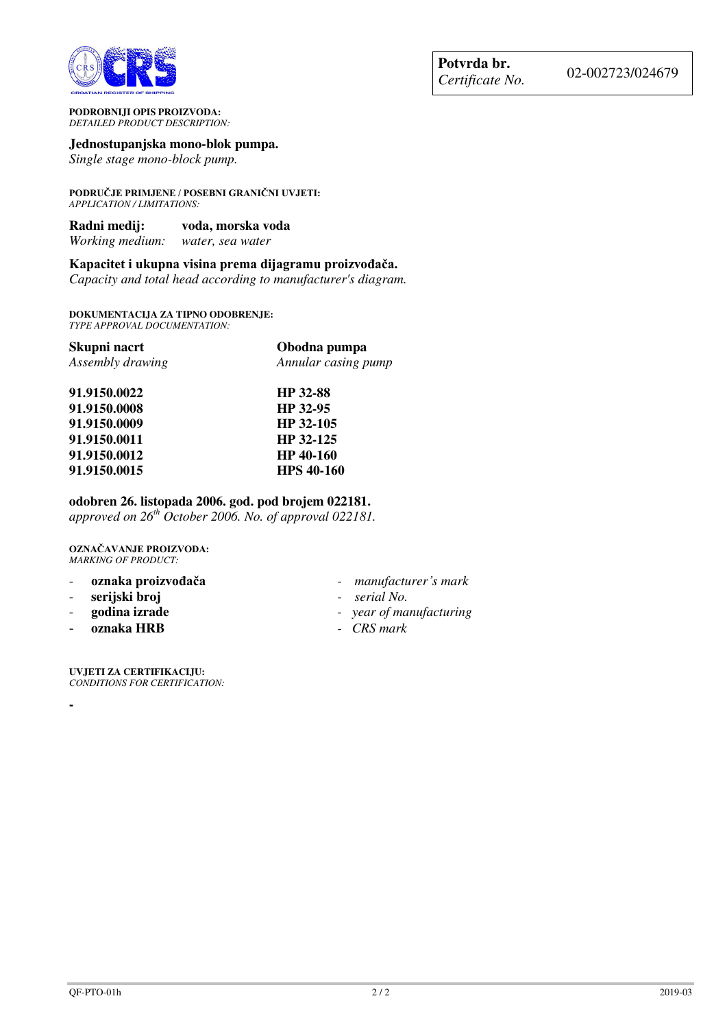**Potvrda br.** *Certificate No.* 02-002723/024679

**PODROBNIJI OPIS PROIZVODA:**
*DETAILED PRODUCT DESCRIPTION:*

**Jednostupanjska mono-blok pumpa.**
*Single stage mono-block pump.*

**PODRUČJE PRIMJENE / POSEBNI GRANIČNI UVJETI:**
*APPLICATION / LIMITATIONS:*

**Radni medij:** **voda, morska voda**
*Working medium:* *water, sea water*

**Kapacitet i ukupna visina prema dijagramu proizvođača.**
*Capacity and total head according to manufacturer's diagram.*

**DOKUMENTACIJA ZA TIPNO ODOBRENJE:**
*TYPE APPROVAL DOCUMENTATION:*

| **Skupni nacrt** *Assembly drawing* | **Obodna pumpa** *Annular casing pump* |
|---|---|
| **91.9150.0022** | **HP 32-88** |
| **91.9150.0008** | **HP 32-95** |
| **91.9150.0009** | **HP 32-105** |
| **91.9150.0011** | **HP 32-125** |
| **91.9150.0012** | **HP 40-160** |
| **91.9150.0015** | **HPS 40-160** |

**odobren 26. listopada 2006. god. pod brojem 022181.**
*approved on 26th October 2006. No. of approval 022181.*

**OZNAČAVANJE PROIZVODA:**
*MARKING OF PRODUCT:*

- **oznaka proizvođača** - *manufacturer's mark*
- **serijski broj** - *serial No.*
- **godina izrade** - *year of manufacturing*
- **oznaka HRB** - *CRS mark*

**UVJETI ZA CERTIFIKACIJU:**
*CONDITIONS FOR CERTIFICATION:*

**-**

QF-PTO-01h 2019-03